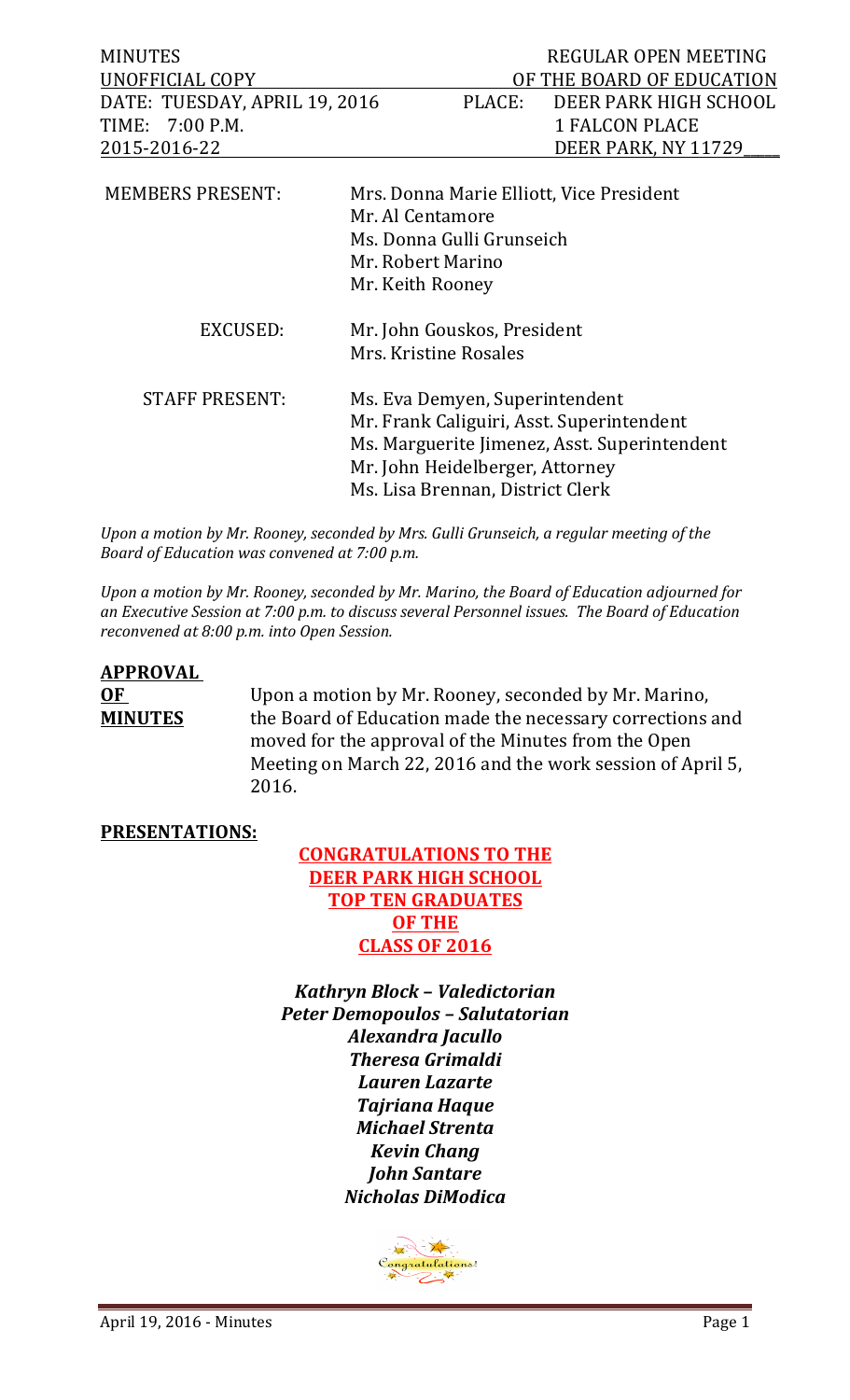| MINUTES | REGULAR OPEN MEETING |
|---|---|
| UNOFFICIAL COPY | OF THE BOARD OF EDUCATION |
| DATE: TUESDAY, APRIL 19, 2016 | PLACE: DEER PARK HIGH SCHOOL |
| TIME: 7:00 P.M. | 1 FALCON PLACE |
| 2015-2016-22 | DEER PARK, NY 11729 |

MEMBERS PRESENT: Mrs. Donna Marie Elliott, Vice President
Mr. Al Centamore
Ms. Donna Gulli Grunseich
Mr. Robert Marino
Mr. Keith Rooney

EXCUSED: Mr. John Gouskos, President
Mrs. Kristine Rosales

STAFF PRESENT: Ms. Eva Demyen, Superintendent
Mr. Frank Caliguiri, Asst. Superintendent
Ms. Marguerite Jimenez, Asst. Superintendent
Mr. John Heidelberger, Attorney
Ms. Lisa Brennan, District Clerk

*Upon a motion by Mr. Rooney, seconded by Mrs. Gulli Grunseich, a regular meeting of the Board of Education was convened at 7:00 p.m.*

*Upon a motion by Mr. Rooney, seconded by Mr. Marino, the Board of Education adjourned for an Executive Session at 7:00 p.m. to discuss several Personnel issues. The Board of Education reconvened at 8:00 p.m. into Open Session.*

**APPROVAL OF MINUTES**

Upon a motion by Mr. Rooney, seconded by Mr. Marino, the Board of Education made the necessary corrections and moved for the approval of the Minutes from the Open Meeting on March 22, 2016 and the work session of April 5, 2016.

**PRESENTATIONS:**

**CONGRATULATIONS TO THE DEER PARK HIGH SCHOOL TOP TEN GRADUATES OF THE CLASS OF 2016**

***Kathryn Block – Valedictorian***
***Peter Demopoulos – Salutatorian***
***Alexandra Jacullo***
***Theresa Grimaldi***
***Lauren Lazarte***
***Tajriana Haque***
***Michael Strenta***
***Kevin Chang***
***John Santare***
***Nicholas DiModica***

Congratulations!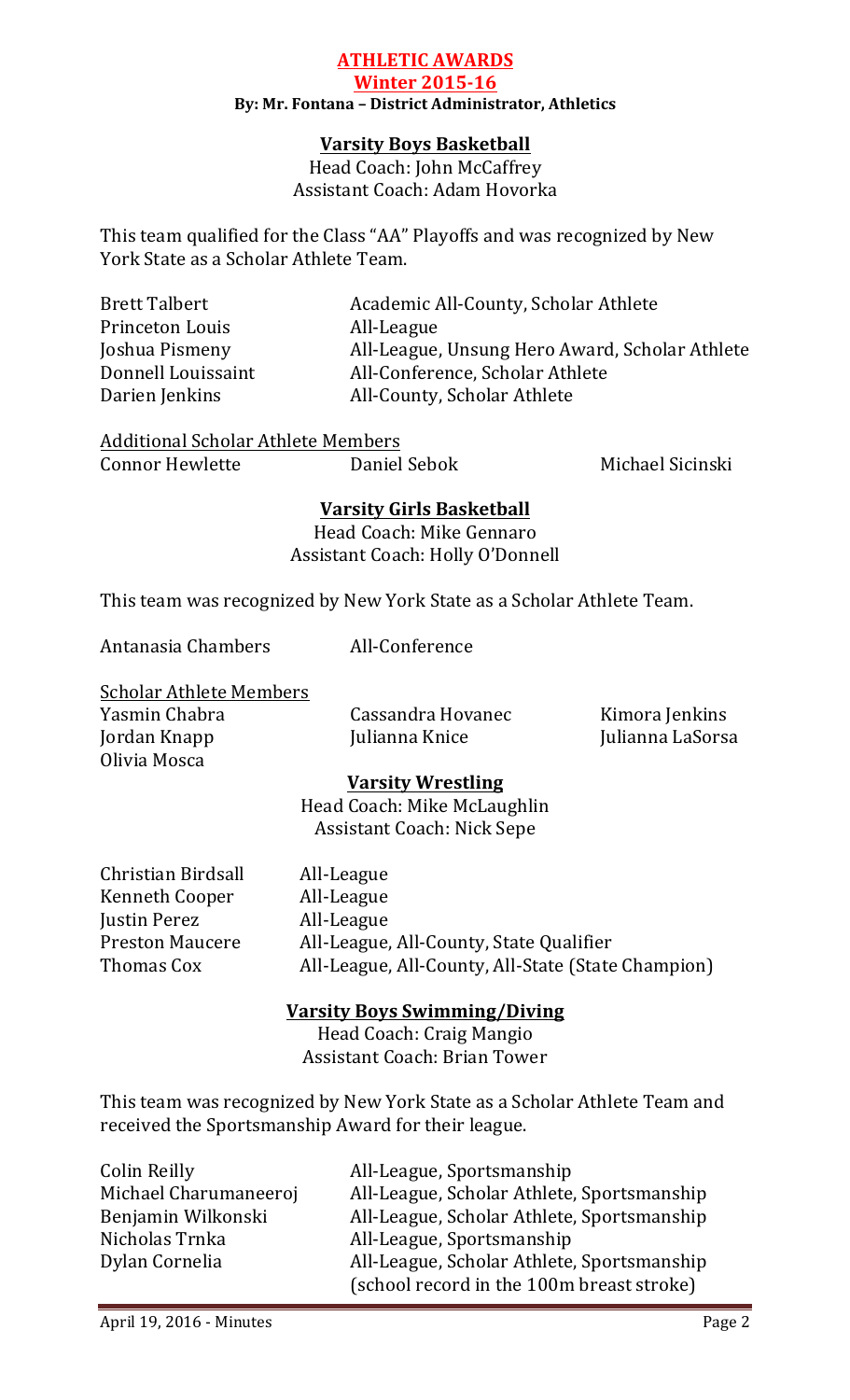# ATHLETIC AWARDS

## Winter 2015-16

**By: Mr. Fontana – District Administrator, Athletics**

### Varsity Boys Basketball

Head Coach: John McCaffrey
Assistant Coach: Adam Hovorka

This team qualified for the Class "AA" Playoffs and was recognized by New York State as a Scholar Athlete Team.

| | |
|---|---|
| Brett Talbert | Academic All-County, Scholar Athlete |
| Princeton Louis | All-League |
| Joshua Pismeny | All-League, Unsung Hero Award, Scholar Athlete |
| Donnell Louissaint | All-Conference, Scholar Athlete |
| Darien Jenkins | All-County, Scholar Athlete |

Additional Scholar Athlete Members

| | | |
|---|---|---|
| Connor Hewlette | Daniel Sebok | Michael Sicinski |

### Varsity Girls Basketball

Head Coach: Mike Gennaro
Assistant Coach: Holly O'Donnell

This team was recognized by New York State as a Scholar Athlete Team.

| | |
|---|---|
| Antanasia Chambers | All-Conference |

Scholar Athlete Members

| | | |
|---|---|---|
| Yasmin Chabra | Cassandra Hovanec | Kimora Jenkins |
| Jordan Knapp | Julianna Knice | Julianna LaSorsa |
| Olivia Mosca | | |

### Varsity Wrestling

Head Coach: Mike McLaughlin
Assistant Coach: Nick Sepe

| | |
|---|---|
| Christian Birdsall | All-League |
| Kenneth Cooper | All-League |
| Justin Perez | All-League |
| Preston Maucere | All-League, All-County, State Qualifier |
| Thomas Cox | All-League, All-County, All-State (State Champion) |

### Varsity Boys Swimming/Diving

Head Coach: Craig Mangio
Assistant Coach: Brian Tower

This team was recognized by New York State as a Scholar Athlete Team and received the Sportsmanship Award for their league.

| | |
|---|---|
| Colin Reilly | All-League, Sportsmanship |
| Michael Charumaneeroj | All-League, Scholar Athlete, Sportsmanship |
| Benjamin Wilkonski | All-League, Scholar Athlete, Sportsmanship |
| Nicholas Trnka | All-League, Sportsmanship |
| Dylan Cornelia | All-League, Scholar Athlete, Sportsmanship (school record in the 100m breast stroke) |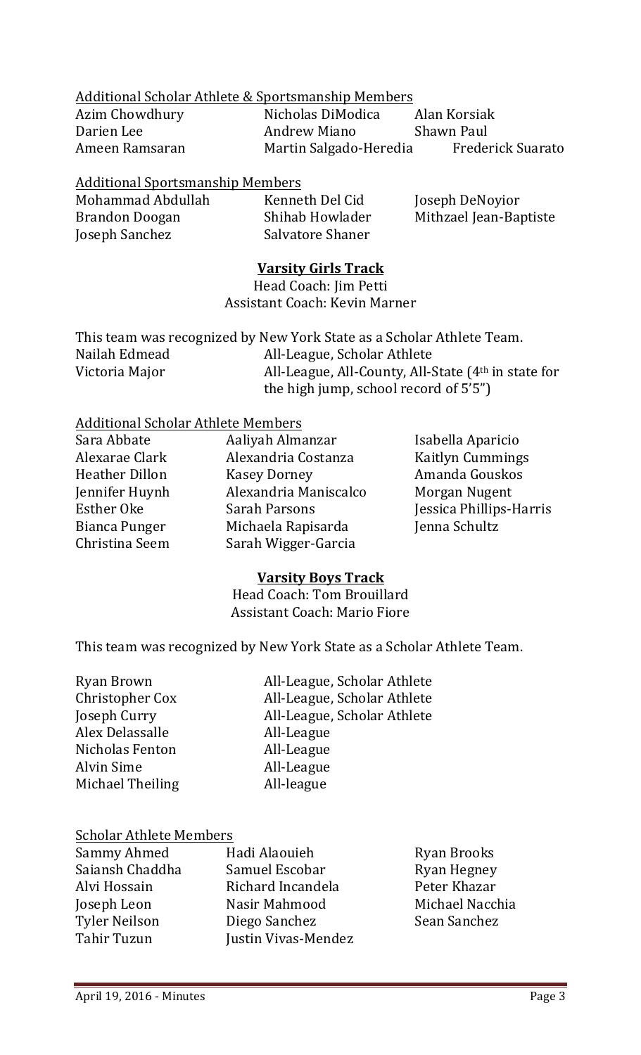Additional Scholar Athlete & Sportsmanship Members

| | | |
|---|---|---|
| Azim Chowdhury | Nicholas DiModica | Alan Korsiak |
| Darien Lee | Andrew Miano | Shawn Paul |
| Ameen Ramsaran | Martin Salgado-Heredia | Frederick Suarato |

Additional Sportsmanship Members

| | | |
|---|---|---|
| Mohammad Abdullah | Kenneth Del Cid | Joseph DeNoyior |
| Brandon Doogan | Shihab Howlader | Mithzael Jean-Baptiste |
| Joseph Sanchez | Salvatore Shaner | |

**Varsity Girls Track**

Head Coach: Jim Petti
Assistant Coach: Kevin Marner

This team was recognized by New York State as a Scholar Athlete Team.

| | |
|---|---|
| Nailah Edmead | All-League, Scholar Athlete |
| Victoria Major | All-League, All-County, All-State (4th in state for the high jump, school record of 5'5") |

Additional Scholar Athlete Members

| | | |
|---|---|---|
| Sara Abbate | Aaliyah Almanzar | Isabella Aparicio |
| Alexarae Clark | Alexandria Costanza | Kaitlyn Cummings |
| Heather Dillon | Kasey Dorney | Amanda Gouskos |
| Jennifer Huynh | Alexandria Maniscalco | Morgan Nugent |
| Esther Oke | Sarah Parsons | Jessica Phillips-Harris |
| Bianca Punger | Michaela Rapisarda | Jenna Schultz |
| Christina Seem | Sarah Wigger-Garcia | |

**Varsity Boys Track**

Head Coach: Tom Brouillard
Assistant Coach: Mario Fiore

This team was recognized by New York State as a Scholar Athlete Team.

| | |
|---|---|
| Ryan Brown | All-League, Scholar Athlete |
| Christopher Cox | All-League, Scholar Athlete |
| Joseph Curry | All-League, Scholar Athlete |
| Alex Delassalle | All-League |
| Nicholas Fenton | All-League |
| Alvin Sime | All-League |
| Michael Theiling | All-league |

Scholar Athlete Members

| | | |
|---|---|---|
| Sammy Ahmed | Hadi Alaouieh | Ryan Brooks |
| Saiansh Chaddha | Samuel Escobar | Ryan Hegney |
| Alvi Hossain | Richard Incandela | Peter Khazar |
| Joseph Leon | Nasir Mahmood | Michael Nacchia |
| Tyler Neilson | Diego Sanchez | Sean Sanchez |
| Tahir Tuzun | Justin Vivas-Mendez | |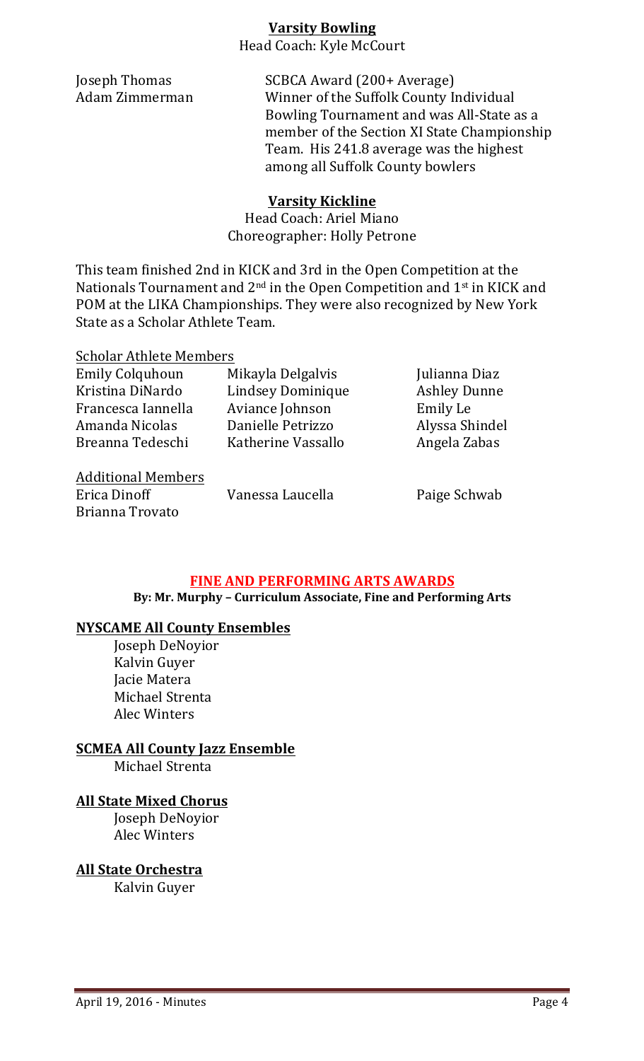## Varsity Bowling

Head Coach: Kyle McCourt

| | |
|---|---|
| Joseph Thomas | SCBCA Award (200+ Average) |
| Adam Zimmerman | Winner of the Suffolk County Individual Bowling Tournament and was All-State as a member of the Section XI State Championship Team. His 241.8 average was the highest among all Suffolk County bowlers |

## Varsity Kickline

Head Coach: Ariel Miano
Choreographer: Holly Petrone

This team finished 2nd in KICK and 3rd in the Open Competition at the Nationals Tournament and 2nd in the Open Competition and 1st in KICK and POM at the LIKA Championships. They were also recognized by New York State as a Scholar Athlete Team.

Scholar Athlete Members

| | | |
|---|---|---|
| Emily Colquhoun | Mikayla Delgalvis | Julianna Diaz |
| Kristina DiNardo | Lindsey Dominique | Ashley Dunne |
| Francesca Iannella | Aviance Johnson | Emily Le |
| Amanda Nicolas | Danielle Petrizzo | Alyssa Shindel |
| Breanna Tedeschi | Katherine Vassallo | Angela Zabas |

Additional Members

| | | |
|---|---|---|
| Erica Dinoff | Vanessa Laucella | Paige Schwab |
| Brianna Trovato | | |

# FINE AND PERFORMING ARTS AWARDS

**By: Mr. Murphy – Curriculum Associate, Fine and Performing Arts**

### NYSCAME All County Ensembles

- Joseph DeNoyior
- Kalvin Guyer
- Jacie Matera
- Michael Strenta
- Alec Winters

### SCMEA All County Jazz Ensemble

- Michael Strenta

### All State Mixed Chorus

- Joseph DeNoyior
- Alec Winters

### All State Orchestra

- Kalvin Guyer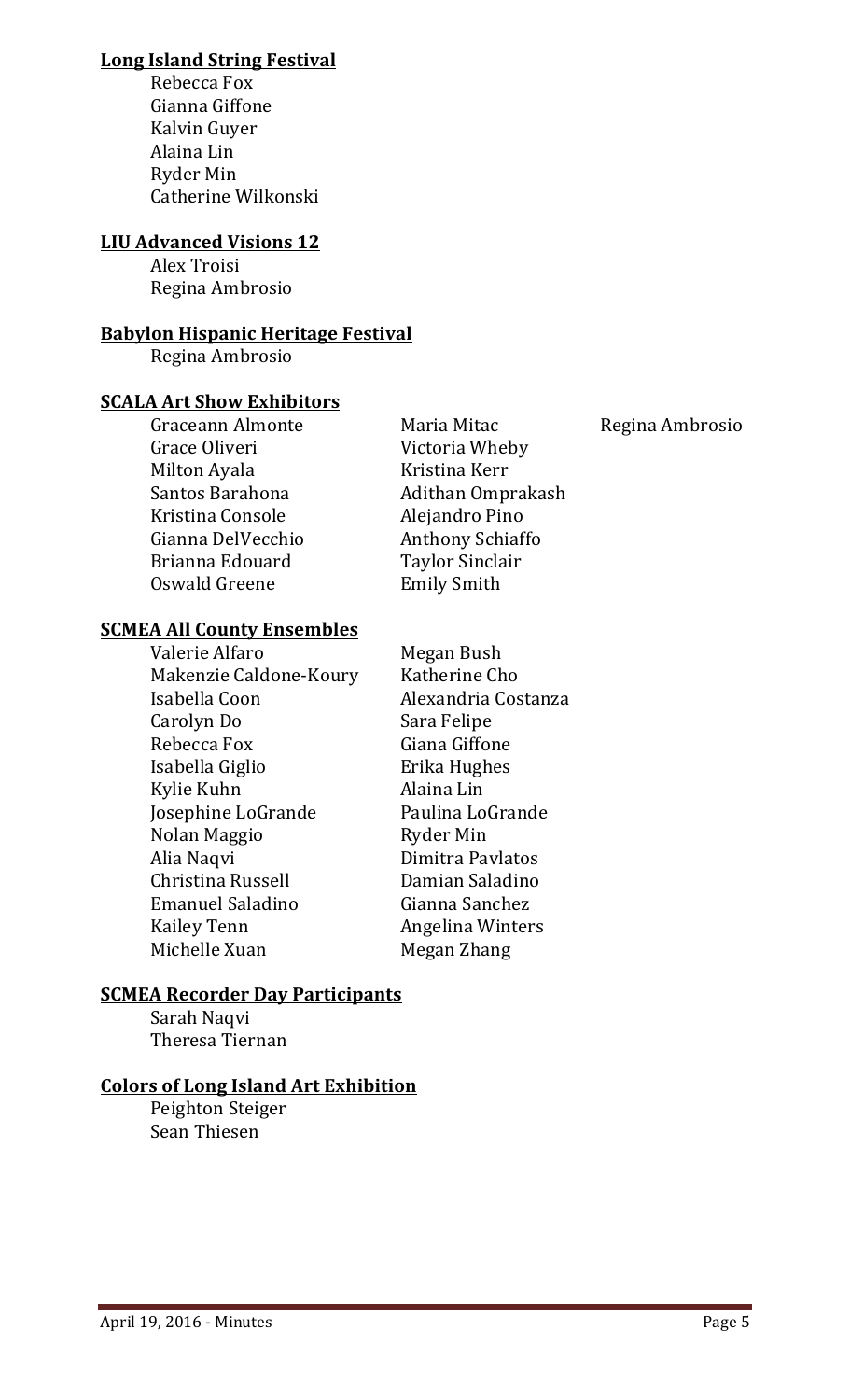**Long Island String Festival**

Rebecca Fox
Gianna Giffone
Kalvin Guyer
Alaina Lin
Ryder Min
Catherine Wilkonski

**LIU Advanced Visions 12**

Alex Troisi
Regina Ambrosio

**Babylon Hispanic Heritage Festival**

Regina Ambrosio

**SCALA Art Show Exhibitors**

Graceann Almonte
Grace Oliveri
Milton Ayala
Santos Barahona
Kristina Console
Gianna DelVecchio
Brianna Edouard
Oswald Greene
Maria Mitac
Victoria Wheby
Kristina Kerr
Adithan Omprakash
Alejandro Pino
Anthony Schiaffo
Taylor Sinclair
Emily Smith
Regina Ambrosio

**SCMEA All County Ensembles**

Valerie Alfaro
Makenzie Caldone-Koury
Isabella Coon
Carolyn Do
Rebecca Fox
Isabella Giglio
Kylie Kuhn
Josephine LoGrande
Nolan Maggio
Alia Naqvi
Christina Russell
Emanuel Saladino
Kailey Tenn
Michelle Xuan
Megan Bush
Katherine Cho
Alexandria Costanza
Sara Felipe
Giana Giffone
Erika Hughes
Alaina Lin
Paulina LoGrande
Ryder Min
Dimitra Pavlatos
Damian Saladino
Gianna Sanchez
Angelina Winters
Megan Zhang

**SCMEA Recorder Day Participants**

Sarah Naqvi
Theresa Tiernan

**Colors of Long Island Art Exhibition**

Peighton Steiger
Sean Thiesen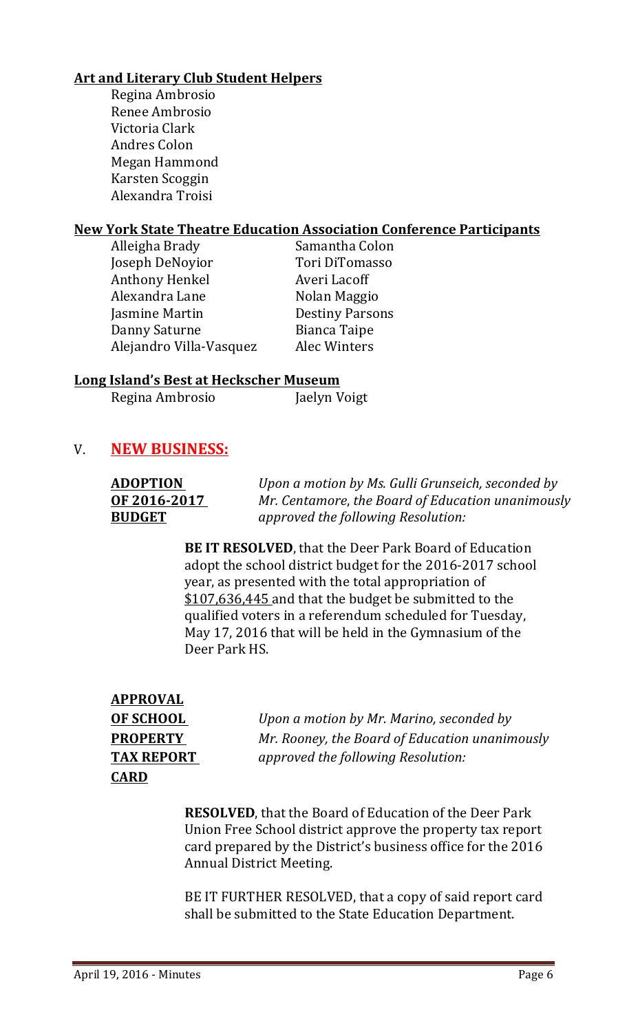**Art and Literary Club Student Helpers**

Regina Ambrosio
Renee Ambrosio
Victoria Clark
Andres Colon
Megan Hammond
Karsten Scoggin
Alexandra Troisi

**New York State Theatre Education Association Conference Participants**

| | |
|---|---|
| Alleigha Brady | Samantha Colon |
| Joseph DeNoyior | Tori DiTomasso |
| Anthony Henkel | Averi Lacoff |
| Alexandra Lane | Nolan Maggio |
| Jasmine Martin | Destiny Parsons |
| Danny Saturne | Bianca Taipe |
| Alejandro Villa-Vasquez | Alec Winters |

**Long Island's Best at Heckscher Museum**

| | |
|---|---|
| Regina Ambrosio | Jaelyn Voigt |

## V. NEW BUSINESS:

**ADOPTION OF 2016-2017 BUDGET**

*Upon a motion by Ms. Gulli Grunseich, seconded by Mr. Centamore, the Board of Education unanimously approved the following Resolution:*

**BE IT RESOLVED**, that the Deer Park Board of Education adopt the school district budget for the 2016-2017 school year, as presented with the total appropriation of $107,636,445 and that the budget be submitted to the qualified voters in a referendum scheduled for Tuesday, May 17, 2016 that will be held in the Gymnasium of the Deer Park HS.

**APPROVAL OF SCHOOL PROPERTY TAX REPORT CARD**

*Upon a motion by Mr. Marino, seconded by Mr. Rooney, the Board of Education unanimously approved the following Resolution:*

**RESOLVED**, that the Board of Education of the Deer Park Union Free School district approve the property tax report card prepared by the District's business office for the 2016 Annual District Meeting.

BE IT FURTHER RESOLVED, that a copy of said report card shall be submitted to the State Education Department.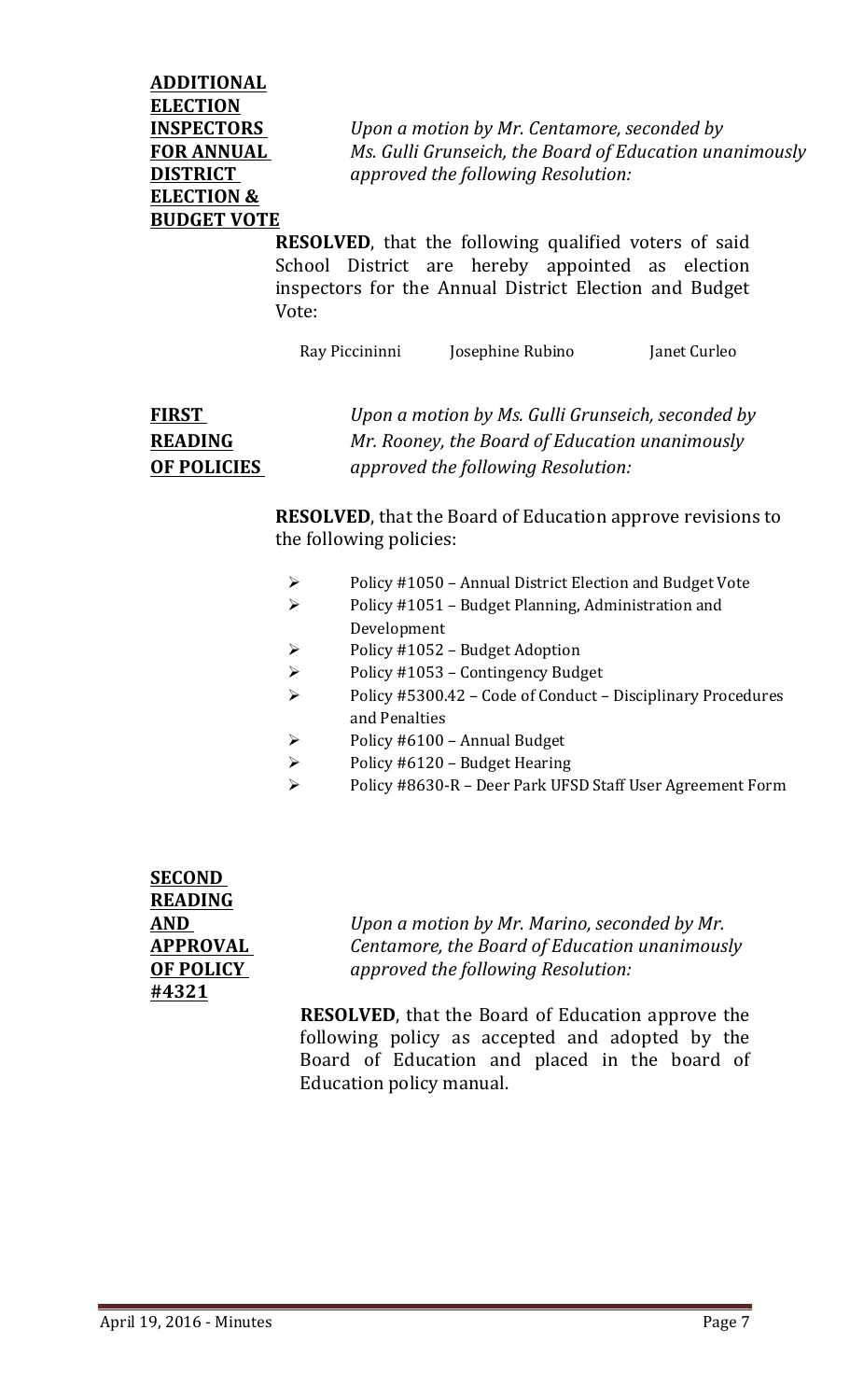**ADDITIONAL ELECTION INSPECTORS FOR ANNUAL DISTRICT ELECTION & BUDGET VOTE**

*Upon a motion by Mr. Centamore, seconded by Ms. Gulli Grunseich, the Board of Education unanimously approved the following Resolution:*

**RESOLVED**, that the following qualified voters of said School District are hereby appointed as election inspectors for the Annual District Election and Budget Vote:

Ray Piccininni    Josephine Rubino    Janet Curleo

**FIRST READING OF POLICIES**

*Upon a motion by Ms. Gulli Grunseich, seconded by Mr. Rooney, the Board of Education unanimously approved the following Resolution:*

**RESOLVED**, that the Board of Education approve revisions to the following policies:

- Policy #1050 – Annual District Election and Budget Vote
- Policy #1051 – Budget Planning, Administration and Development
- Policy #1052 – Budget Adoption
- Policy #1053 – Contingency Budget
- Policy #5300.42 – Code of Conduct – Disciplinary Procedures and Penalties
- Policy #6100 – Annual Budget
- Policy #6120 – Budget Hearing
- Policy #8630-R – Deer Park UFSD Staff User Agreement Form

**SECOND READING AND APPROVAL OF POLICY #4321**

*Upon a motion by Mr. Marino, seconded by Mr. Centamore, the Board of Education unanimously approved the following Resolution:*

**RESOLVED**, that the Board of Education approve the following policy as accepted and adopted by the Board of Education and placed in the board of Education policy manual.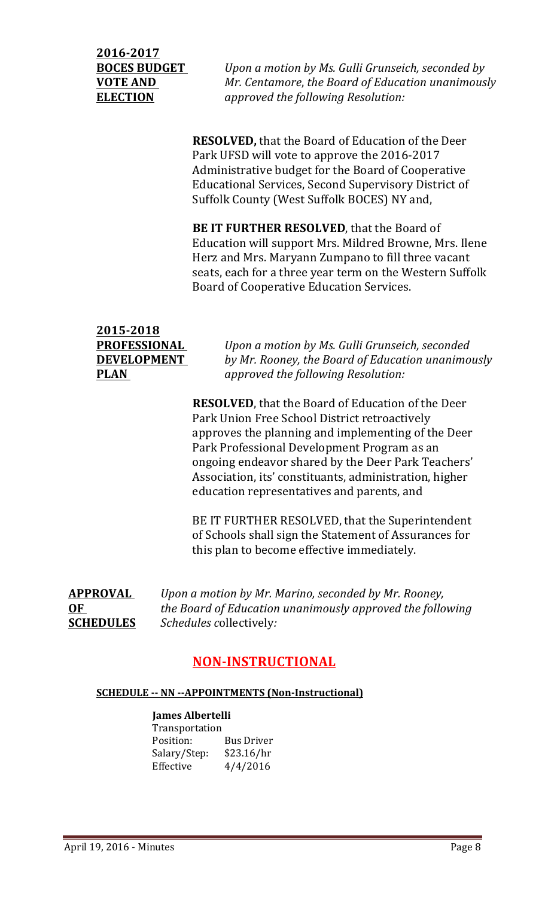**2016-2017 BOCES BUDGET VOTE AND ELECTION**

*Upon a motion by Ms. Gulli Grunseich, seconded by Mr. Centamore, the Board of Education unanimously approved the following Resolution:*

**RESOLVED,** that the Board of Education of the Deer Park UFSD will vote to approve the 2016-2017 Administrative budget for the Board of Cooperative Educational Services, Second Supervisory District of Suffolk County (West Suffolk BOCES) NY and,

**BE IT FURTHER RESOLVED**, that the Board of Education will support Mrs. Mildred Browne, Mrs. Ilene Herz and Mrs. Maryann Zumpano to fill three vacant seats, each for a three year term on the Western Suffolk Board of Cooperative Education Services.

**2015-2018 PROFESSIONAL DEVELOPMENT PLAN**

*Upon a motion by Ms. Gulli Grunseich, seconded by Mr. Rooney, the Board of Education unanimously approved the following Resolution:*

**RESOLVED**, that the Board of Education of the Deer Park Union Free School District retroactively approves the planning and implementing of the Deer Park Professional Development Program as an ongoing endeavor shared by the Deer Park Teachers' Association, its' constituants, administration, higher education representatives and parents, and

BE IT FURTHER RESOLVED, that the Superintendent of Schools shall sign the Statement of Assurances for this plan to become effective immediately.

**APPROVAL OF SCHEDULES**

*Upon a motion by Mr. Marino, seconded by Mr. Rooney, the Board of Education unanimously approved the following Schedules collectively:*

## NON-INSTRUCTIONAL

**SCHEDULE -- NN --APPOINTMENTS (Non-Instructional)**

**James Albertelli**
Transportation
Position: Bus Driver
Salary/Step: $23.16/hr
Effective 4/4/2016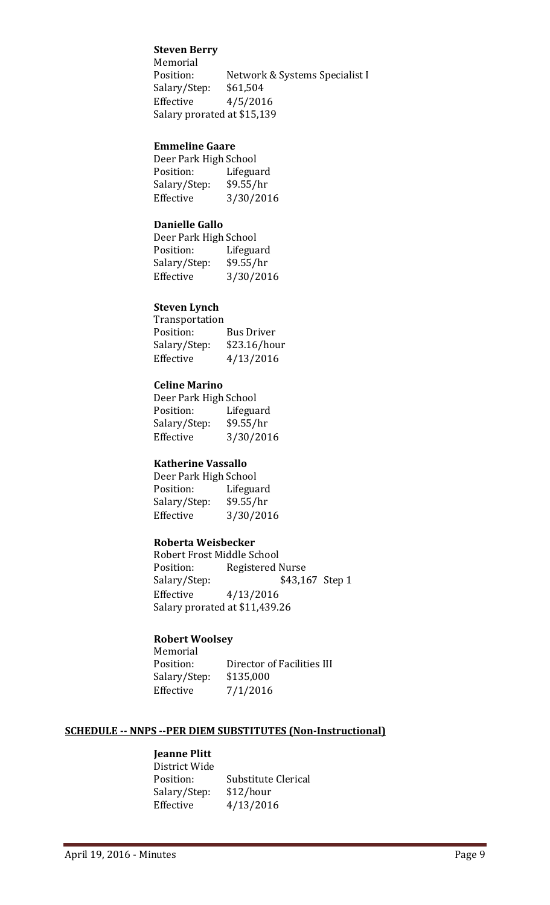**Steven Berry**
Memorial
Position: Network & Systems Specialist I
Salary/Step: $61,504
Effective 4/5/2016
Salary prorated at $15,139

**Emmeline Gaare**
Deer Park High School
Position: Lifeguard
Salary/Step: $9.55/hr
Effective 3/30/2016

**Danielle Gallo**
Deer Park High School
Position: Lifeguard
Salary/Step: $9.55/hr
Effective 3/30/2016

**Steven Lynch**
Transportation
Position: Bus Driver
Salary/Step: $23.16/hour
Effective 4/13/2016

**Celine Marino**
Deer Park High School
Position: Lifeguard
Salary/Step: $9.55/hr
Effective 3/30/2016

**Katherine Vassallo**
Deer Park High School
Position: Lifeguard
Salary/Step: $9.55/hr
Effective 3/30/2016

**Roberta Weisbecker**
Robert Frost Middle School
Position: Registered Nurse
Salary/Step: $43,167 Step 1
Effective 4/13/2016
Salary prorated at $11,439.26

**Robert Woolsey**
Memorial
Position: Director of Facilities III
Salary/Step: $135,000
Effective 7/1/2016

**SCHEDULE -- NNPS --PER DIEM SUBSTITUTES (Non-Instructional)**

**Jeanne Plitt**
District Wide
Position: Substitute Clerical
Salary/Step: $12/hour
Effective 4/13/2016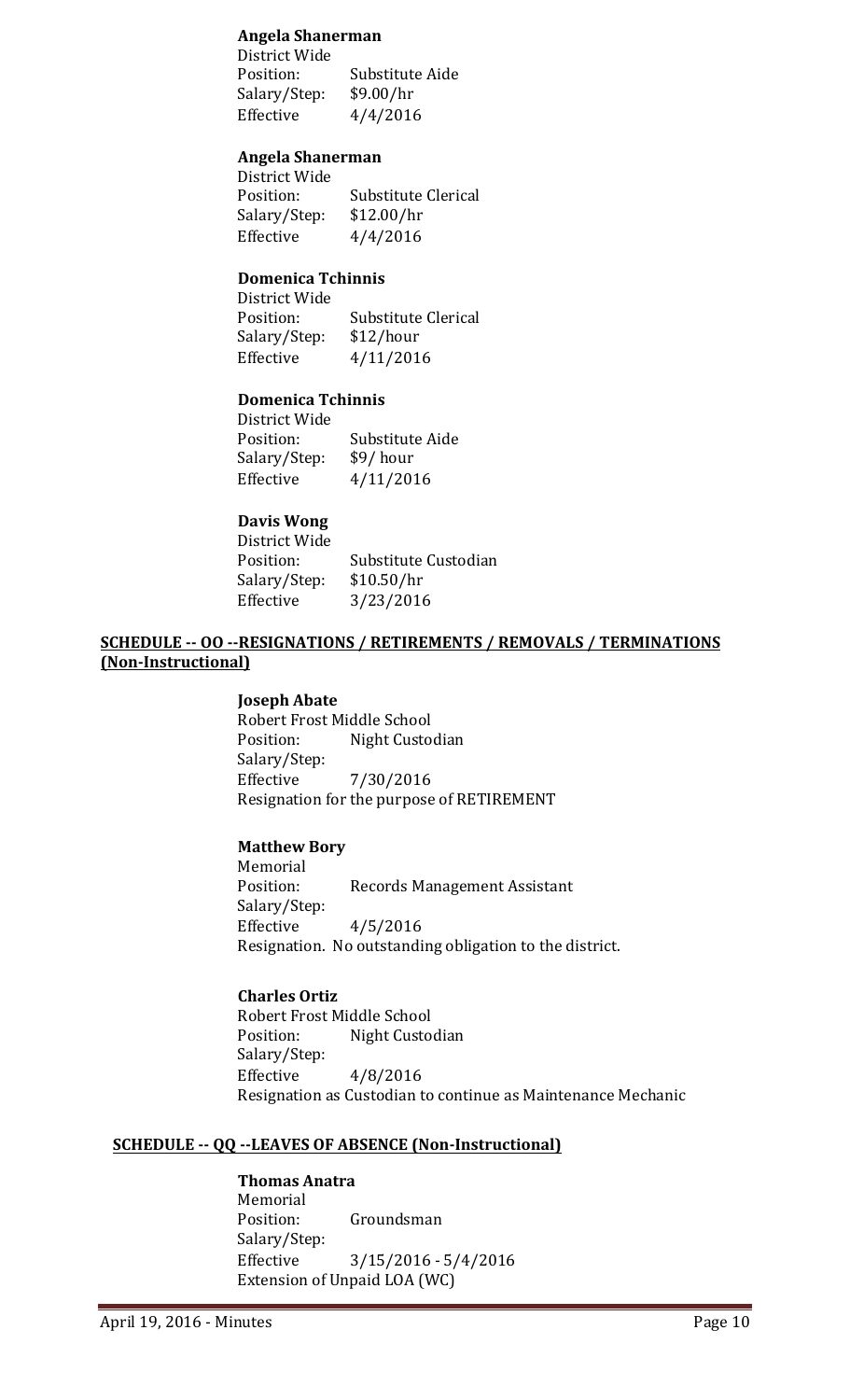**Angela Shanerman**
District Wide
Position: Substitute Aide
Salary/Step: $9.00/hr
Effective 4/4/2016

**Angela Shanerman**
District Wide
Position: Substitute Clerical
Salary/Step: $12.00/hr
Effective 4/4/2016

**Domenica Tchinnis**
District Wide
Position: Substitute Clerical
Salary/Step: $12/hour
Effective 4/11/2016

**Domenica Tchinnis**
District Wide
Position: Substitute Aide
Salary/Step: $9/ hour
Effective 4/11/2016

**Davis Wong**
District Wide
Position: Substitute Custodian
Salary/Step: $10.50/hr
Effective 3/23/2016

## SCHEDULE -- OO --RESIGNATIONS / RETIREMENTS / REMOVALS / TERMINATIONS (Non-Instructional)

**Joseph Abate**
Robert Frost Middle School
Position: Night Custodian
Salary/Step:
Effective 7/30/2016
Resignation for the purpose of RETIREMENT

**Matthew Bory**
Memorial
Position: Records Management Assistant
Salary/Step:
Effective 4/5/2016
Resignation. No outstanding obligation to the district.

**Charles Ortiz**
Robert Frost Middle School
Position: Night Custodian
Salary/Step:
Effective 4/8/2016
Resignation as Custodian to continue as Maintenance Mechanic

## SCHEDULE -- QQ --LEAVES OF ABSENCE (Non-Instructional)

**Thomas Anatra**
Memorial
Position: Groundsman
Salary/Step:
Effective 3/15/2016 - 5/4/2016
Extension of Unpaid LOA (WC)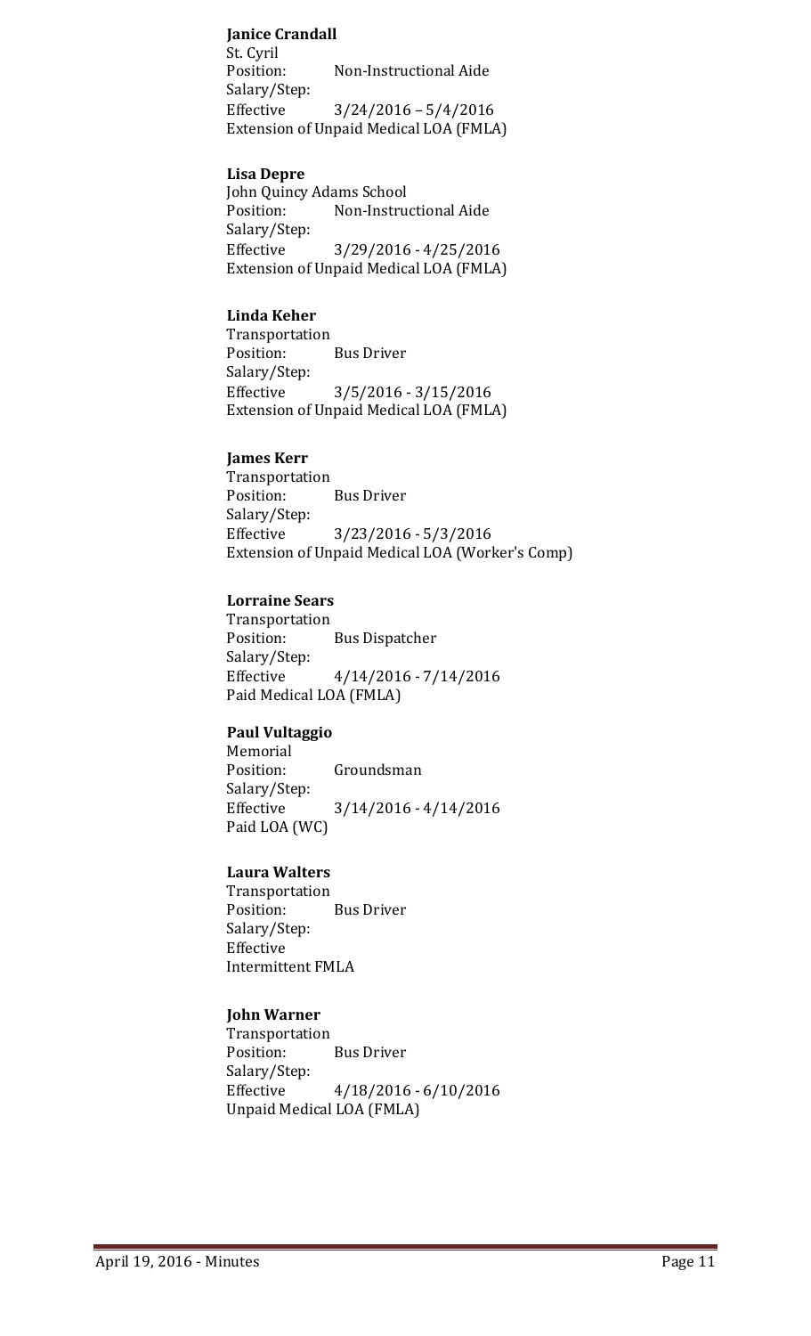**Janice Crandall**
St. Cyril
Position: Non-Instructional Aide
Salary/Step:
Effective 3/24/2016 – 5/4/2016
Extension of Unpaid Medical LOA (FMLA)

**Lisa Depre**
John Quincy Adams School
Position: Non-Instructional Aide
Salary/Step:
Effective 3/29/2016 - 4/25/2016
Extension of Unpaid Medical LOA (FMLA)

**Linda Keher**
Transportation
Position: Bus Driver
Salary/Step:
Effective 3/5/2016 - 3/15/2016
Extension of Unpaid Medical LOA (FMLA)

**James Kerr**
Transportation
Position: Bus Driver
Salary/Step:
Effective 3/23/2016 - 5/3/2016
Extension of Unpaid Medical LOA (Worker's Comp)

**Lorraine Sears**
Transportation
Position: Bus Dispatcher
Salary/Step:
Effective 4/14/2016 - 7/14/2016
Paid Medical LOA (FMLA)

**Paul Vultaggio**
Memorial
Position: Groundsman
Salary/Step:
Effective 3/14/2016 - 4/14/2016
Paid LOA (WC)

**Laura Walters**
Transportation
Position: Bus Driver
Salary/Step:
Effective
Intermittent FMLA

**John Warner**
Transportation
Position: Bus Driver
Salary/Step:
Effective 4/18/2016 - 6/10/2016
Unpaid Medical LOA (FMLA)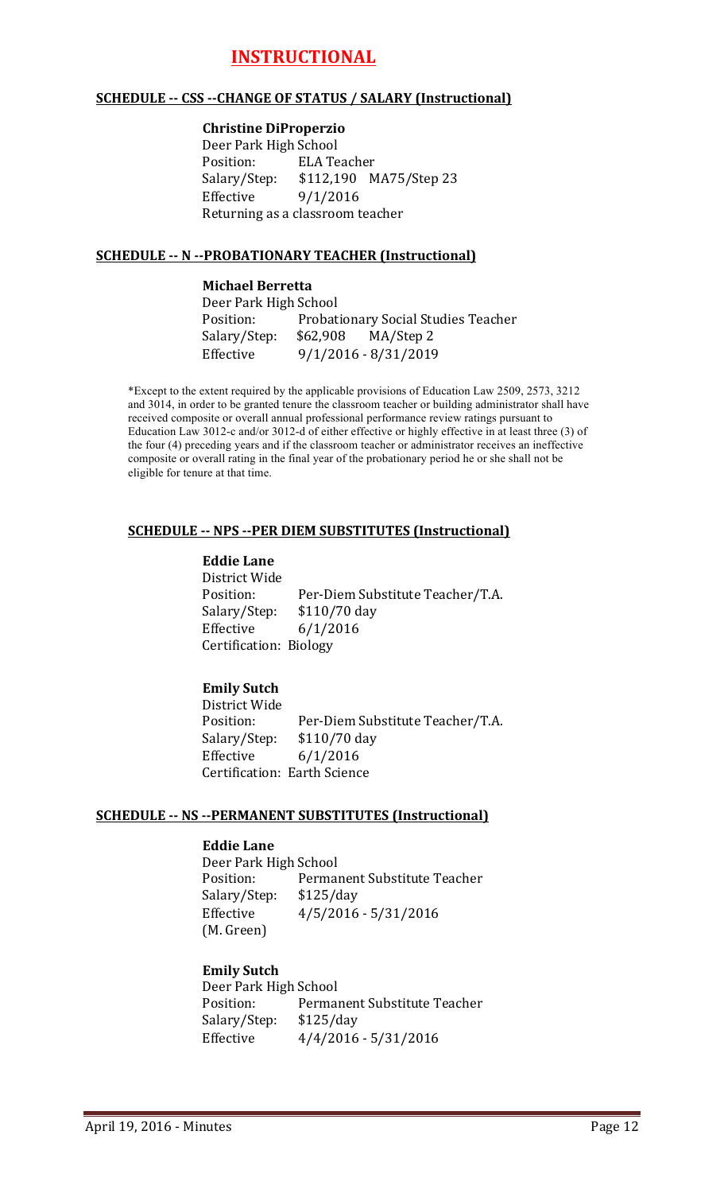# INSTRUCTIONAL

## SCHEDULE -- CSS --CHANGE OF STATUS / SALARY (Instructional)

**Christine DiProperzio**
Deer Park High School
Position: ELA Teacher
Salary/Step: $112,190 MA75/Step 23
Effective 9/1/2016
Returning as a classroom teacher

## SCHEDULE -- N --PROBATIONARY TEACHER (Instructional)

**Michael Berretta**
Deer Park High School
Position: Probationary Social Studies Teacher
Salary/Step: $62,908 MA/Step 2
Effective 9/1/2016 - 8/31/2019

*Except to the extent required by the applicable provisions of Education Law 2509, 2573, 3212 and 3014, in order to be granted tenure the classroom teacher or building administrator shall have received composite or overall annual professional performance review ratings pursuant to Education Law 3012-c and/or 3012-d of either effective or highly effective in at least three (3) of the four (4) preceding years and if the classroom teacher or administrator receives an ineffective composite or overall rating in the final year of the probationary period he or she shall not be eligible for tenure at that time.

## SCHEDULE -- NPS --PER DIEM SUBSTITUTES (Instructional)

**Eddie Lane**
District Wide
Position: Per-Diem Substitute Teacher/T.A.
Salary/Step: $110/70 day
Effective 6/1/2016
Certification: Biology

**Emily Sutch**
District Wide
Position: Per-Diem Substitute Teacher/T.A.
Salary/Step: $110/70 day
Effective 6/1/2016
Certification: Earth Science

## SCHEDULE -- NS --PERMANENT SUBSTITUTES (Instructional)

**Eddie Lane**
Deer Park High School
Position: Permanent Substitute Teacher
Salary/Step: $125/day
Effective 4/5/2016 - 5/31/2016
(M. Green)

**Emily Sutch**
Deer Park High School
Position: Permanent Substitute Teacher
Salary/Step: $125/day
Effective 4/4/2016 - 5/31/2016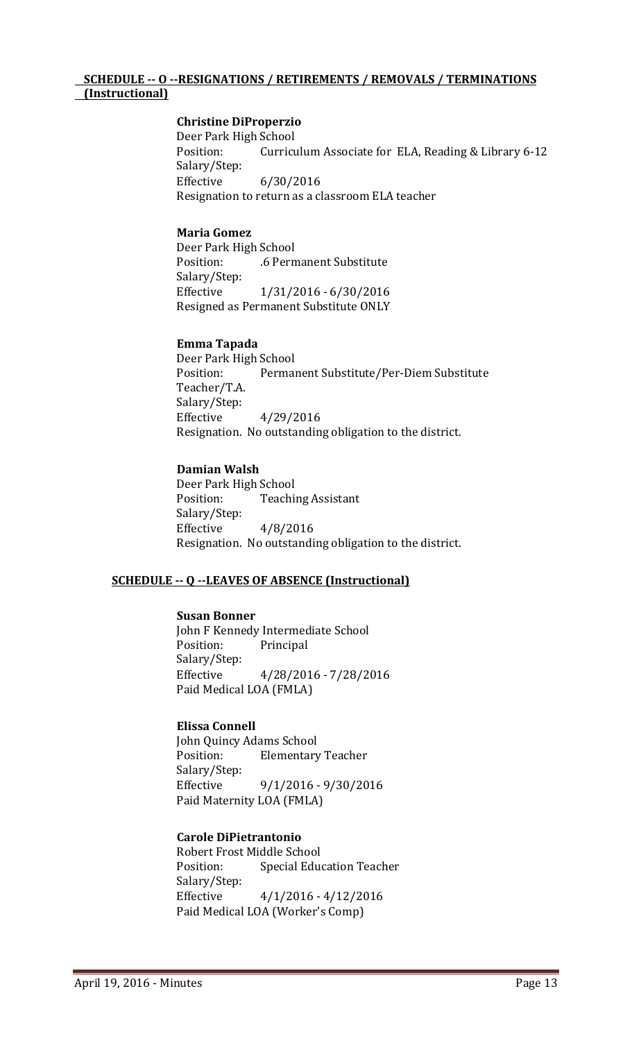## SCHEDULE -- O --RESIGNATIONS / RETIREMENTS / REMOVALS / TERMINATIONS (Instructional)

**Christine DiProperzio**
Deer Park High School
Position: Curriculum Associate for ELA, Reading & Library 6-12
Salary/Step:
Effective 6/30/2016
Resignation to return as a classroom ELA teacher

**Maria Gomez**
Deer Park High School
Position: .6 Permanent Substitute
Salary/Step:
Effective 1/31/2016 - 6/30/2016
Resigned as Permanent Substitute ONLY

**Emma Tapada**
Deer Park High School
Position: Permanent Substitute/Per-Diem Substitute Teacher/T.A.
Salary/Step:
Effective 4/29/2016
Resignation. No outstanding obligation to the district.

**Damian Walsh**
Deer Park High School
Position: Teaching Assistant
Salary/Step:
Effective 4/8/2016
Resignation. No outstanding obligation to the district.

## SCHEDULE -- Q --LEAVES OF ABSENCE (Instructional)

**Susan Bonner**
John F Kennedy Intermediate School
Position: Principal
Salary/Step:
Effective 4/28/2016 - 7/28/2016
Paid Medical LOA (FMLA)

**Elissa Connell**
John Quincy Adams School
Position: Elementary Teacher
Salary/Step:
Effective 9/1/2016 - 9/30/2016
Paid Maternity LOA (FMLA)

**Carole DiPietrantonio**
Robert Frost Middle School
Position: Special Education Teacher
Salary/Step:
Effective 4/1/2016 - 4/12/2016
Paid Medical LOA (Worker's Comp)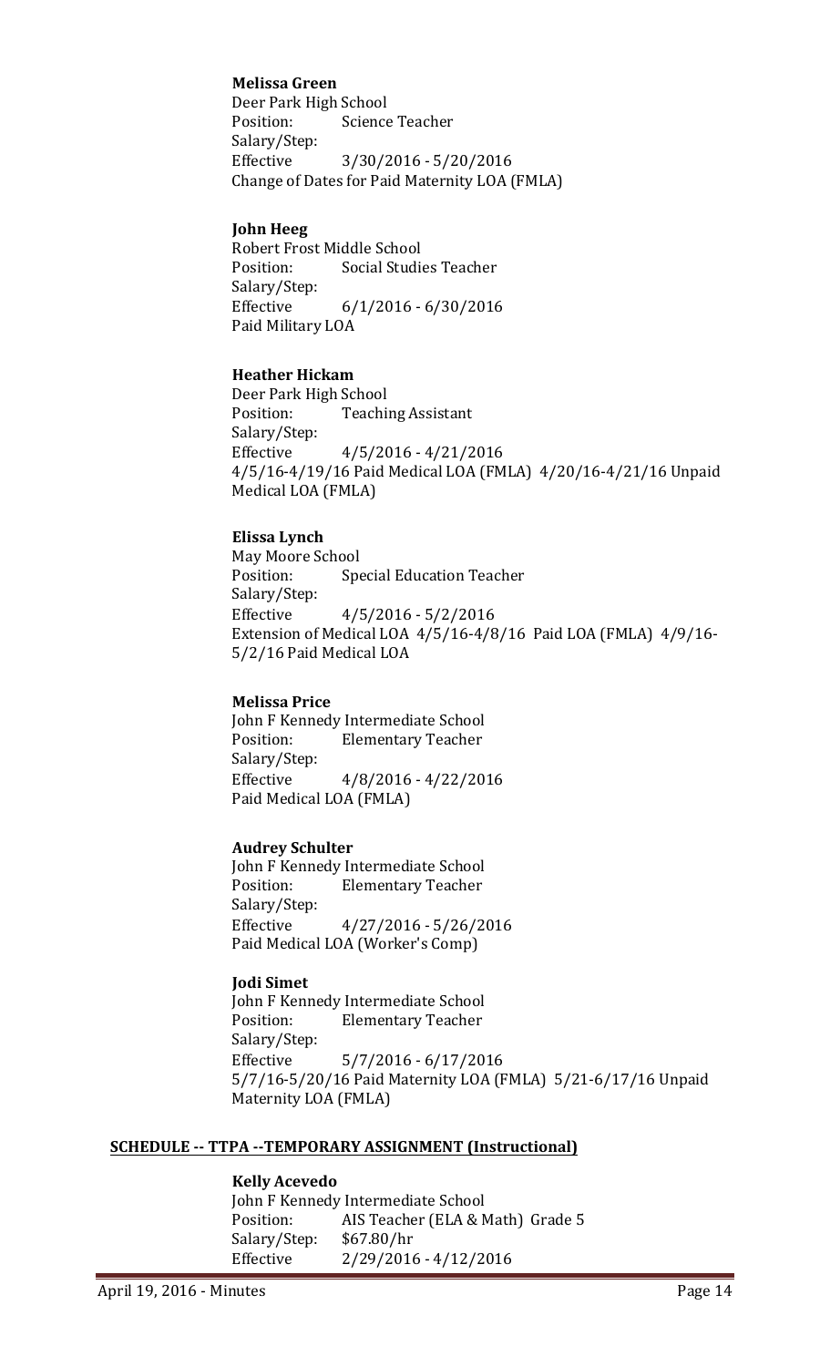**Melissa Green**
Deer Park High School
Position: Science Teacher
Salary/Step:
Effective 3/30/2016 - 5/20/2016
Change of Dates for Paid Maternity LOA (FMLA)

**John Heeg**
Robert Frost Middle School
Position: Social Studies Teacher
Salary/Step:
Effective 6/1/2016 - 6/30/2016
Paid Military LOA

**Heather Hickam**
Deer Park High School
Position: Teaching Assistant
Salary/Step:
Effective 4/5/2016 - 4/21/2016
4/5/16-4/19/16 Paid Medical LOA (FMLA) 4/20/16-4/21/16 Unpaid Medical LOA (FMLA)

**Elissa Lynch**
May Moore School
Position: Special Education Teacher
Salary/Step:
Effective 4/5/2016 - 5/2/2016
Extension of Medical LOA 4/5/16-4/8/16 Paid LOA (FMLA) 4/9/16-5/2/16 Paid Medical LOA

**Melissa Price**
John F Kennedy Intermediate School
Position: Elementary Teacher
Salary/Step:
Effective 4/8/2016 - 4/22/2016
Paid Medical LOA (FMLA)

**Audrey Schulter**
John F Kennedy Intermediate School
Position: Elementary Teacher
Salary/Step:
Effective 4/27/2016 - 5/26/2016
Paid Medical LOA (Worker's Comp)

**Jodi Simet**
John F Kennedy Intermediate School
Position: Elementary Teacher
Salary/Step:
Effective 5/7/2016 - 6/17/2016
5/7/16-5/20/16 Paid Maternity LOA (FMLA) 5/21-6/17/16 Unpaid Maternity LOA (FMLA)

**SCHEDULE -- TTPA --TEMPORARY ASSIGNMENT (Instructional)**

**Kelly Acevedo**
John F Kennedy Intermediate School
Position: AIS Teacher (ELA & Math) Grade 5
Salary/Step: $67.80/hr
Effective 2/29/2016 - 4/12/2016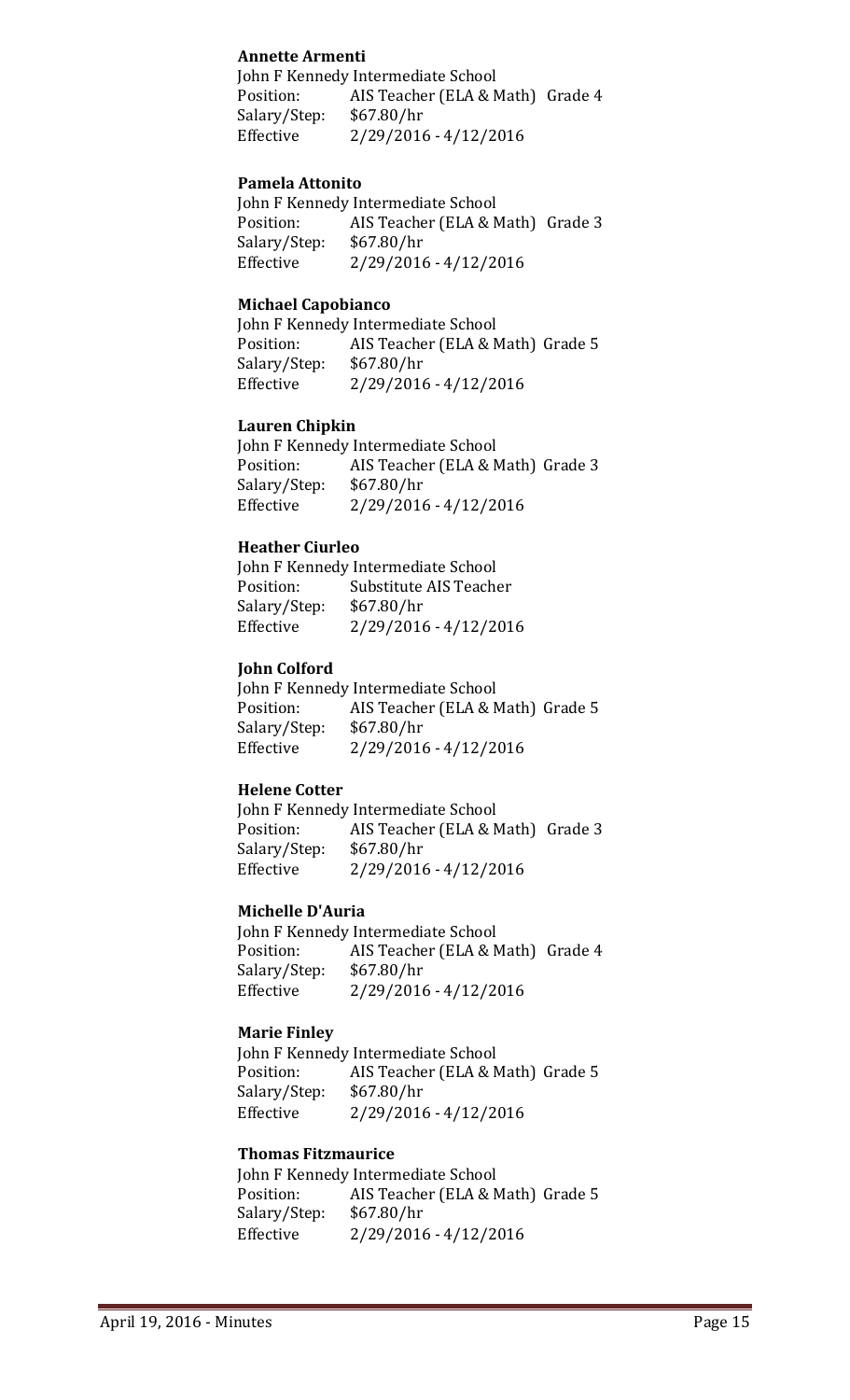**Annette Armenti**

John F Kennedy Intermediate School
Position: AIS Teacher (ELA & Math) Grade 4
Salary/Step: $67.80/hr
Effective 2/29/2016 - 4/12/2016

**Pamela Attonito**

John F Kennedy Intermediate School
Position: AIS Teacher (ELA & Math) Grade 3
Salary/Step: $67.80/hr
Effective 2/29/2016 - 4/12/2016

**Michael Capobianco**

John F Kennedy Intermediate School
Position: AIS Teacher (ELA & Math) Grade 5
Salary/Step: $67.80/hr
Effective 2/29/2016 - 4/12/2016

**Lauren Chipkin**

John F Kennedy Intermediate School
Position: AIS Teacher (ELA & Math) Grade 3
Salary/Step: $67.80/hr
Effective 2/29/2016 - 4/12/2016

**Heather Ciurleo**

John F Kennedy Intermediate School
Position: Substitute AIS Teacher
Salary/Step: $67.80/hr
Effective 2/29/2016 - 4/12/2016

**John Colford**

John F Kennedy Intermediate School
Position: AIS Teacher (ELA & Math) Grade 5
Salary/Step: $67.80/hr
Effective 2/29/2016 - 4/12/2016

**Helene Cotter**

John F Kennedy Intermediate School
Position: AIS Teacher (ELA & Math) Grade 3
Salary/Step: $67.80/hr
Effective 2/29/2016 - 4/12/2016

**Michelle D'Auria**

John F Kennedy Intermediate School
Position: AIS Teacher (ELA & Math) Grade 4
Salary/Step: $67.80/hr
Effective 2/29/2016 - 4/12/2016

**Marie Finley**

John F Kennedy Intermediate School
Position: AIS Teacher (ELA & Math) Grade 5
Salary/Step: $67.80/hr
Effective 2/29/2016 - 4/12/2016

**Thomas Fitzmaurice**

John F Kennedy Intermediate School
Position: AIS Teacher (ELA & Math) Grade 5
Salary/Step: $67.80/hr
Effective 2/29/2016 - 4/12/2016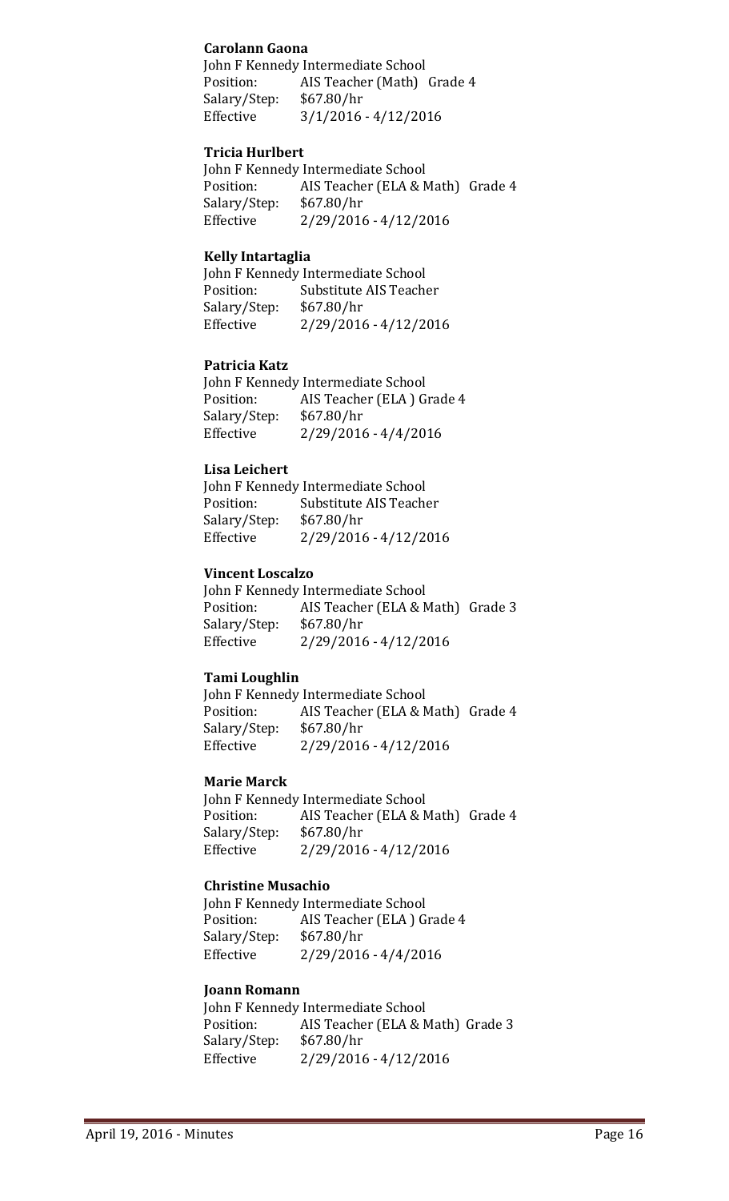**Carolann Gaona**

John F Kennedy Intermediate School
Position: AIS Teacher (Math) Grade 4
Salary/Step: $67.80/hr
Effective 3/1/2016 - 4/12/2016

**Tricia Hurlbert**

John F Kennedy Intermediate School
Position: AIS Teacher (ELA & Math) Grade 4
Salary/Step: $67.80/hr
Effective 2/29/2016 - 4/12/2016

**Kelly Intartaglia**

John F Kennedy Intermediate School
Position: Substitute AIS Teacher
Salary/Step: $67.80/hr
Effective 2/29/2016 - 4/12/2016

**Patricia Katz**

John F Kennedy Intermediate School
Position: AIS Teacher (ELA ) Grade 4
Salary/Step: $67.80/hr
Effective 2/29/2016 - 4/4/2016

**Lisa Leichert**

John F Kennedy Intermediate School
Position: Substitute AIS Teacher
Salary/Step: $67.80/hr
Effective 2/29/2016 - 4/12/2016

**Vincent Loscalzo**

John F Kennedy Intermediate School
Position: AIS Teacher (ELA & Math) Grade 3
Salary/Step: $67.80/hr
Effective 2/29/2016 - 4/12/2016

**Tami Loughlin**

John F Kennedy Intermediate School
Position: AIS Teacher (ELA & Math) Grade 4
Salary/Step: $67.80/hr
Effective 2/29/2016 - 4/12/2016

**Marie Marck**

John F Kennedy Intermediate School
Position: AIS Teacher (ELA & Math) Grade 4
Salary/Step: $67.80/hr
Effective 2/29/2016 - 4/12/2016

**Christine Musachio**

John F Kennedy Intermediate School
Position: AIS Teacher (ELA ) Grade 4
Salary/Step: $67.80/hr
Effective 2/29/2016 - 4/4/2016

**Joann Romann**

John F Kennedy Intermediate School
Position: AIS Teacher (ELA & Math) Grade 3
Salary/Step: $67.80/hr
Effective 2/29/2016 - 4/12/2016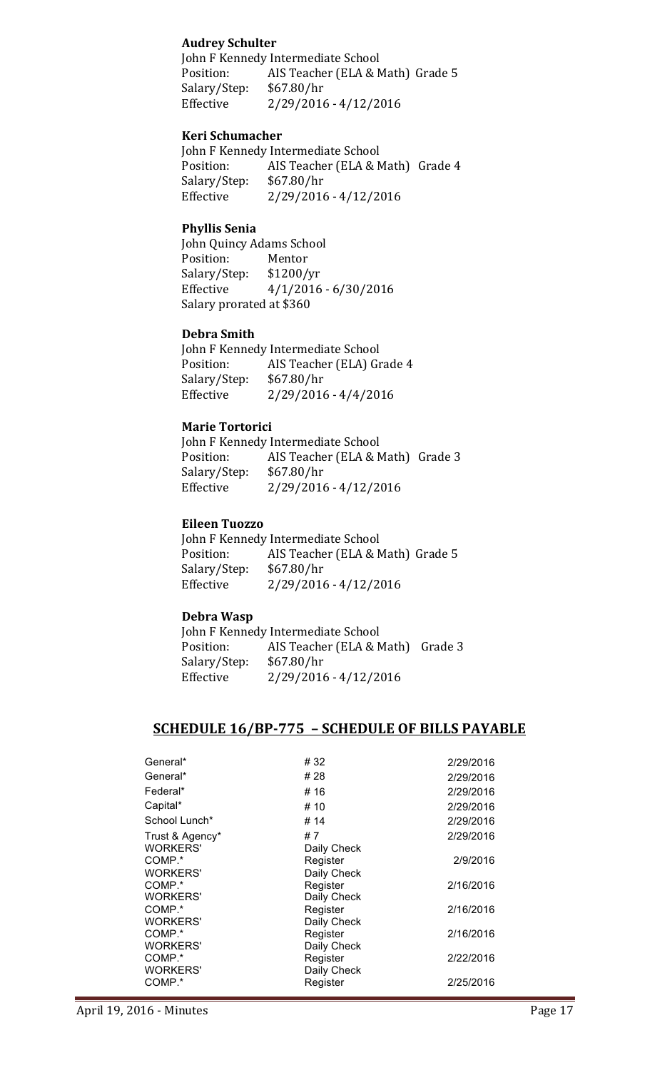**Audrey Schulter**

John F Kennedy Intermediate School
Position: AIS Teacher (ELA & Math) Grade 5
Salary/Step: $67.80/hr
Effective 2/29/2016 - 4/12/2016

**Keri Schumacher**

John F Kennedy Intermediate School
Position: AIS Teacher (ELA & Math) Grade 4
Salary/Step: $67.80/hr
Effective 2/29/2016 - 4/12/2016

**Phyllis Senia**

John Quincy Adams School
Position: Mentor
Salary/Step: $1200/yr
Effective 4/1/2016 - 6/30/2016
Salary prorated at $360

**Debra Smith**

John F Kennedy Intermediate School
Position: AIS Teacher (ELA) Grade 4
Salary/Step: $67.80/hr
Effective 2/29/2016 - 4/4/2016

**Marie Tortorici**

John F Kennedy Intermediate School
Position: AIS Teacher (ELA & Math) Grade 3
Salary/Step: $67.80/hr
Effective 2/29/2016 - 4/12/2016

**Eileen Tuozzo**

John F Kennedy Intermediate School
Position: AIS Teacher (ELA & Math) Grade 5
Salary/Step: $67.80/hr
Effective 2/29/2016 - 4/12/2016

**Debra Wasp**

John F Kennedy Intermediate School
Position: AIS Teacher (ELA & Math) Grade 3
Salary/Step: $67.80/hr
Effective 2/29/2016 - 4/12/2016

## SCHEDULE 16/BP-775 – SCHEDULE OF BILLS PAYABLE

| | | |
|---|---|---|
| General* | # 32 | 2/29/2016 |
| General* | # 28 | 2/29/2016 |
| Federal* | # 16 | 2/29/2016 |
| Capital* | # 10 | 2/29/2016 |
| School Lunch* | # 14 | 2/29/2016 |
| Trust & Agency* | # 7 | 2/29/2016 |
| WORKERS' COMP.* | Daily Check Register | 2/9/2016 |
| WORKERS' COMP.* | Daily Check Register | 2/16/2016 |
| WORKERS' COMP.* | Daily Check Register | 2/16/2016 |
| WORKERS' COMP.* | Daily Check Register | 2/16/2016 |
| WORKERS' COMP.* | Daily Check Register | 2/22/2016 |
| WORKERS' COMP.* | Daily Check Register | 2/25/2016 |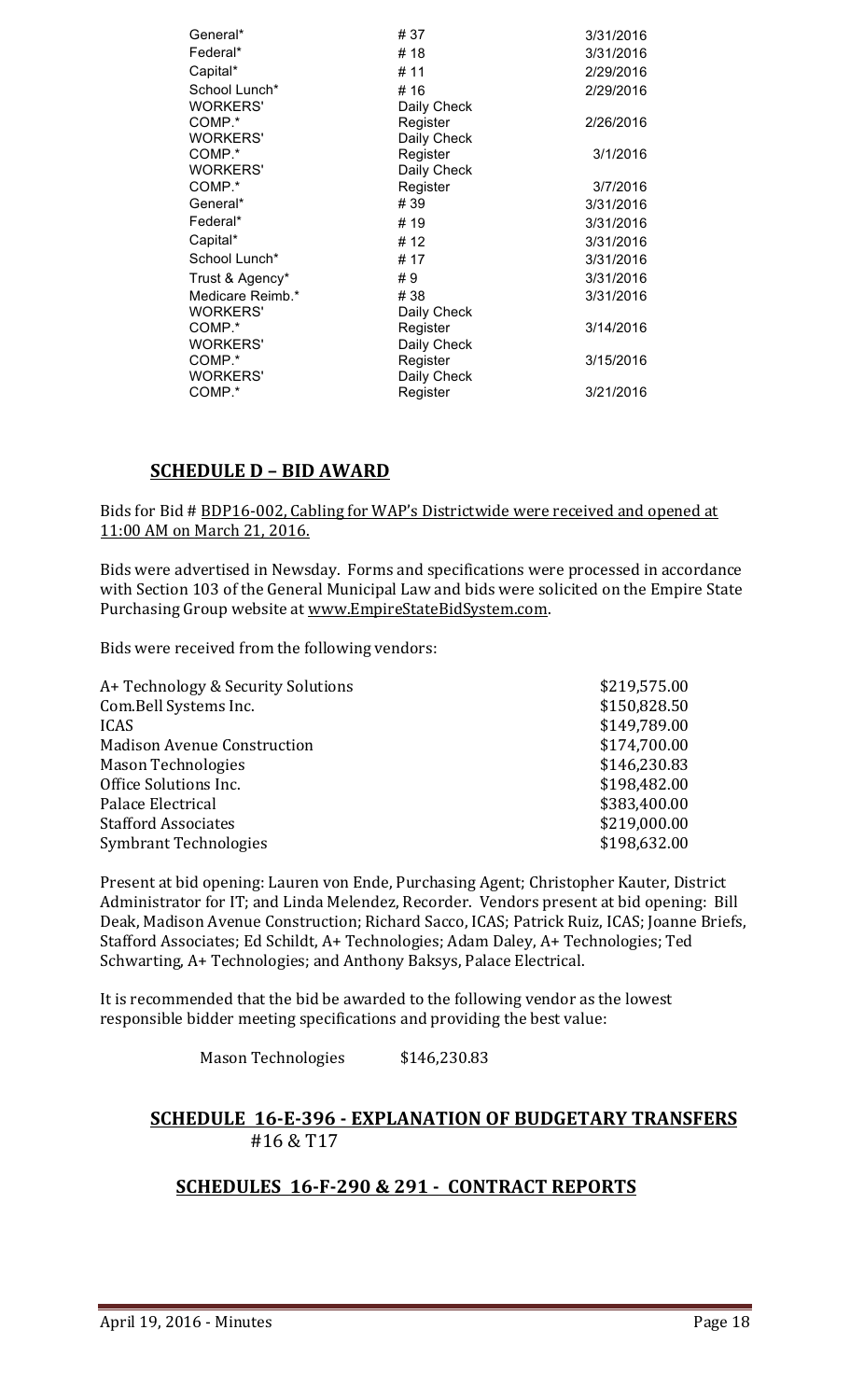| | | |
|---|---|---|
| General* | # 37 | 3/31/2016 |
| Federal* | # 18 | 3/31/2016 |
| Capital* | # 11 | 2/29/2016 |
| School Lunch* | # 16 | 2/29/2016 |
| WORKERS' COMP.* | Daily Check Register | 2/26/2016 |
| WORKERS' COMP.* | Daily Check Register | 3/1/2016 |
| WORKERS' COMP.* | Daily Check Register | 3/7/2016 |
| General* | # 39 | 3/31/2016 |
| Federal* | # 19 | 3/31/2016 |
| Capital* | # 12 | 3/31/2016 |
| School Lunch* | # 17 | 3/31/2016 |
| Trust & Agency* | # 9 | 3/31/2016 |
| Medicare Reimb.* | # 38 | 3/31/2016 |
| WORKERS' COMP.* | Daily Check Register | 3/14/2016 |
| WORKERS' COMP.* | Daily Check Register | 3/15/2016 |
| WORKERS' COMP.* | Daily Check Register | 3/21/2016 |

## SCHEDULE D – BID AWARD

Bids for Bid # BDP16-002, Cabling for WAP's Districtwide were received and opened at 11:00 AM on March 21, 2016.

Bids were advertised in Newsday. Forms and specifications were processed in accordance with Section 103 of the General Municipal Law and bids were solicited on the Empire State Purchasing Group website at www.EmpireStateBidSystem.com.

Bids were received from the following vendors:

| | |
|---|---|
| A+ Technology & Security Solutions | $219,575.00 |
| Com.Bell Systems Inc. | $150,828.50 |
| ICAS | $149,789.00 |
| Madison Avenue Construction | $174,700.00 |
| Mason Technologies | $146,230.83 |
| Office Solutions Inc. | $198,482.00 |
| Palace Electrical | $383,400.00 |
| Stafford Associates | $219,000.00 |
| Symbrant Technologies | $198,632.00 |

Present at bid opening: Lauren von Ende, Purchasing Agent; Christopher Kauter, District Administrator for IT; and Linda Melendez, Recorder. Vendors present at bid opening: Bill Deak, Madison Avenue Construction; Richard Sacco, ICAS; Patrick Ruiz, ICAS; Joanne Briefs, Stafford Associates; Ed Schildt, A+ Technologies; Adam Daley, A+ Technologies; Ted Schwarting, A+ Technologies; and Anthony Baksys, Palace Electrical.

It is recommended that the bid be awarded to the following vendor as the lowest responsible bidder meeting specifications and providing the best value:

Mason Technologies $146,230.83

## SCHEDULE 16-E-396 - EXPLANATION OF BUDGETARY TRANSFERS

#16 & T17

## SCHEDULES 16-F-290 & 291 - CONTRACT REPORTS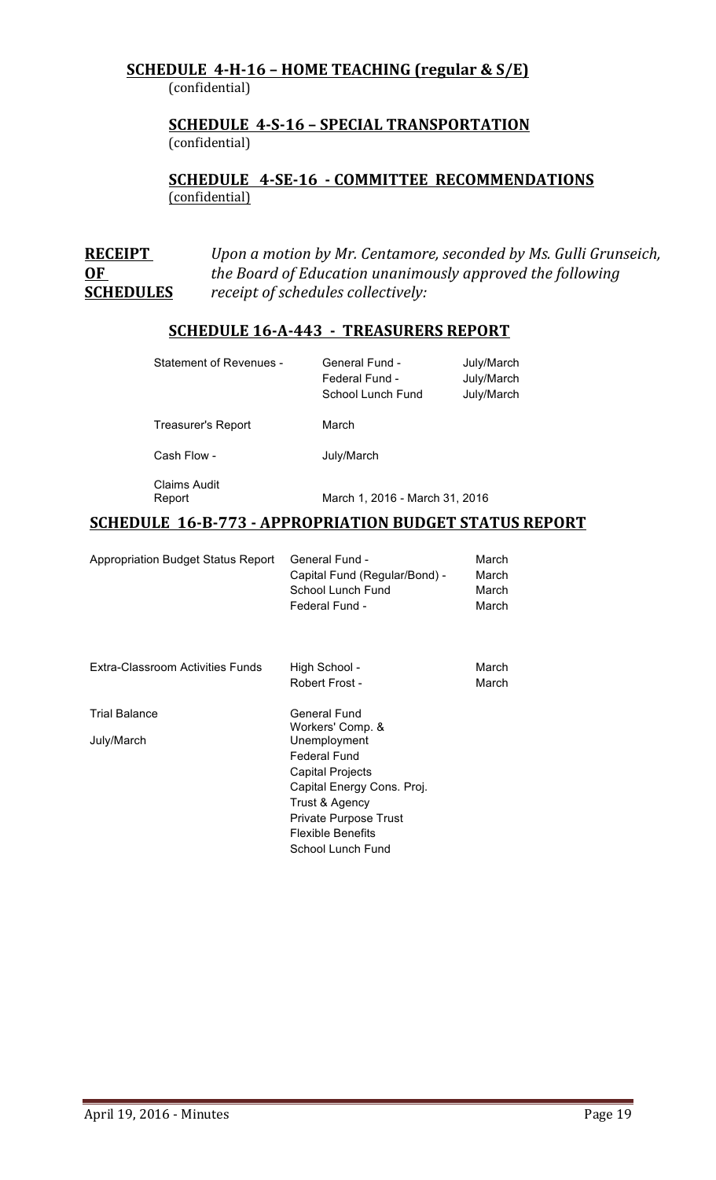**SCHEDULE 4-H-16 – HOME TEACHING (regular & S/E)**
(confidential)

**SCHEDULE 4-S-16 – SPECIAL TRANSPORTATION**
(confidential)

**SCHEDULE 4-SE-16 - COMMITTEE RECOMMENDATIONS**
(confidential)

**RECEIPT OF SCHEDULES** *Upon a motion by Mr. Centamore, seconded by Ms. Gulli Grunseich, the Board of Education unanimously approved the following receipt of schedules collectively:*

**SCHEDULE 16-A-443 - TREASURERS REPORT**

| | | |
|---|---|---|
| Statement of Revenues - | General Fund - | July/March |
| | Federal Fund - | July/March |
| | School Lunch Fund | July/March |
| Treasurer's Report | March | |
| Cash Flow - | July/March | |
| Claims Audit Report | March 1, 2016 - March 31, 2016 | |

**SCHEDULE 16-B-773 - APPROPRIATION BUDGET STATUS REPORT**

| | | |
|---|---|---|
| Appropriation Budget Status Report | General Fund - | March |
| | Capital Fund (Regular/Bond) - | March |
| | School Lunch Fund | March |
| | Federal Fund - | March |
| Extra-Classroom Activities Funds | High School - | March |
| | Robert Frost - | March |
| Trial Balance | General Fund | |
| July/March | Workers' Comp. & Unemployment | |
| | Federal Fund | |
| | Capital Projects | |
| | Capital Energy Cons. Proj. | |
| | Trust & Agency | |
| | Private Purpose Trust | |
| | Flexible Benefits | |
| | School Lunch Fund | |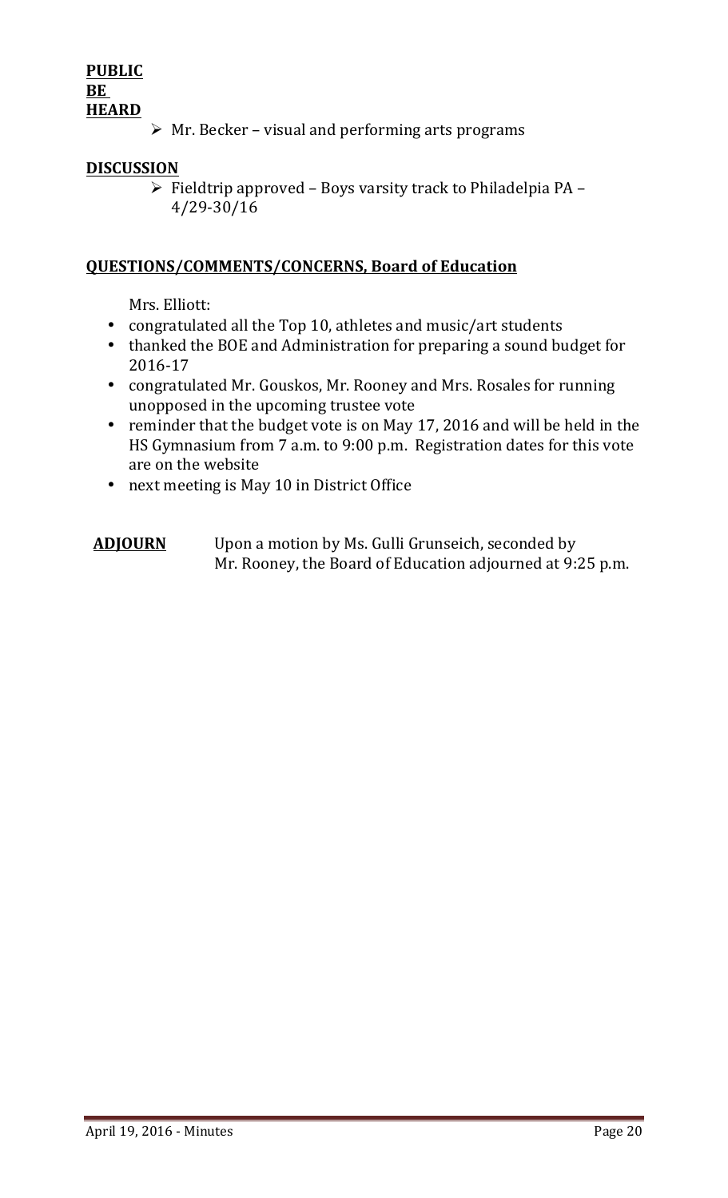**PUBLIC BE HEARD**

- Mr. Becker – visual and performing arts programs

**DISCUSSION**

- Fieldtrip approved – Boys varsity track to Philadelpia PA – 4/29-30/16

**QUESTIONS/COMMENTS/CONCERNS, Board of Education**

Mrs. Elliott:

- congratulated all the Top 10, athletes and music/art students
- thanked the BOE and Administration for preparing a sound budget for 2016-17
- congratulated Mr. Gouskos, Mr. Rooney and Mrs. Rosales for running unopposed in the upcoming trustee vote
- reminder that the budget vote is on May 17, 2016 and will be held in the HS Gymnasium from 7 a.m. to 9:00 p.m. Registration dates for this vote are on the website
- next meeting is May 10 in District Office

**ADJOURN** Upon a motion by Ms. Gulli Grunseich, seconded by Mr. Rooney, the Board of Education adjourned at 9:25 p.m.